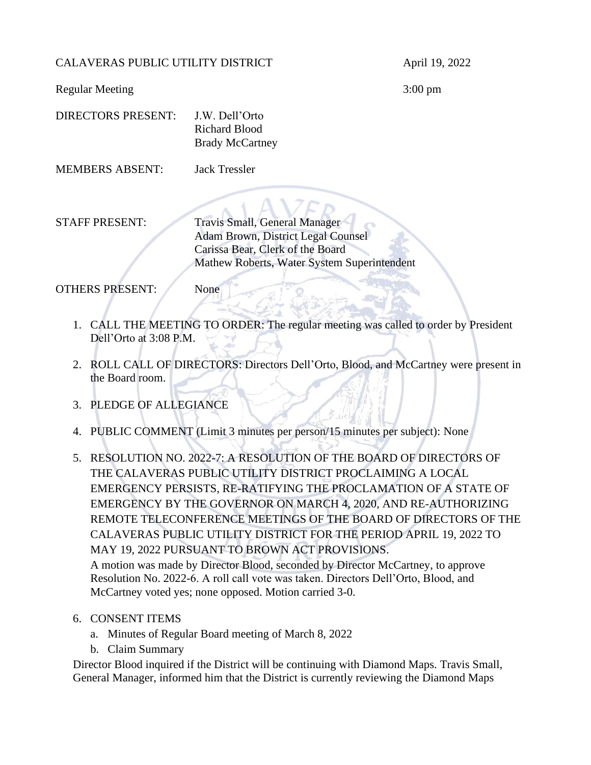CALAVERAS PUBLIC UTILITY DISTRICT April 19, 2022

Regular Meeting 3:00 pm

DIRECTORS PRESENT: J.W. Dell'Orto
Richard Blood
Brady McCartney

MEMBERS ABSENT: Jack Tressler

STAFF PRESENT: Travis Small, General Manager
Adam Brown, District Legal Counsel
Carissa Bear, Clerk of the Board
Mathew Roberts, Water System Superintendent

OTHERS PRESENT: None

1. CALL THE MEETING TO ORDER: The regular meeting was called to order by President Dell'Orto at 3:08 P.M.

2. ROLL CALL OF DIRECTORS: Directors Dell'Orto, Blood, and McCartney were present in the Board room.

3. PLEDGE OF ALLEGIANCE

4. PUBLIC COMMENT (Limit 3 minutes per person/15 minutes per subject): None

5. RESOLUTION NO. 2022-7: A RESOLUTION OF THE BOARD OF DIRECTORS OF THE CALAVERAS PUBLIC UTILITY DISTRICT PROCLAIMING A LOCAL EMERGENCY PERSISTS, RE-RATIFYING THE PROCLAMATION OF A STATE OF EMERGENCY BY THE GOVERNOR ON MARCH 4, 2020, AND RE-AUTHORIZING REMOTE TELECONFERENCE MEETINGS OF THE BOARD OF DIRECTORS OF THE CALAVERAS PUBLIC UTILITY DISTRICT FOR THE PERIOD APRIL 19, 2022 TO MAY 19, 2022 PURSUANT TO BROWN ACT PROVISIONS.
A motion was made by Director Blood, seconded by Director McCartney, to approve Resolution No. 2022-6. A roll call vote was taken. Directors Dell'Orto, Blood, and McCartney voted yes; none opposed. Motion carried 3-0.

6. CONSENT ITEMS
   a. Minutes of Regular Board meeting of March 8, 2022
   b. Claim Summary

Director Blood inquired if the District will be continuing with Diamond Maps. Travis Small, General Manager, informed him that the District is currently reviewing the Diamond Maps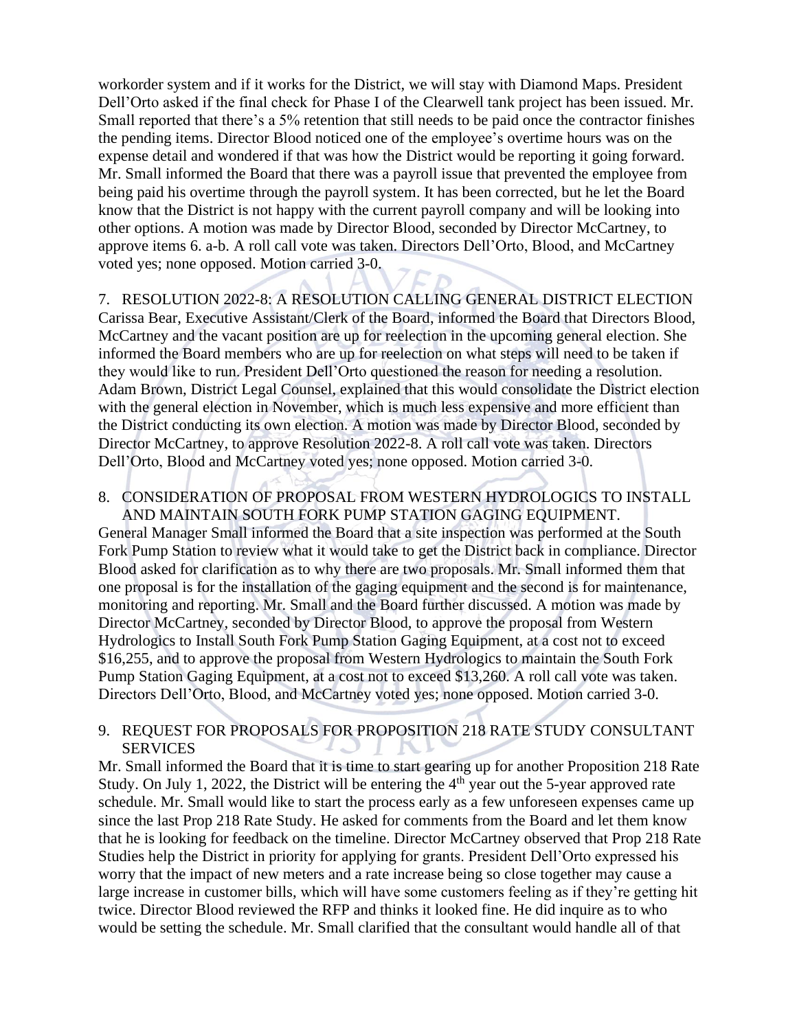workorder system and if it works for the District, we will stay with Diamond Maps. President Dell'Orto asked if the final check for Phase I of the Clearwell tank project has been issued. Mr. Small reported that there's a 5% retention that still needs to be paid once the contractor finishes the pending items. Director Blood noticed one of the employee's overtime hours was on the expense detail and wondered if that was how the District would be reporting it going forward. Mr. Small informed the Board that there was a payroll issue that prevented the employee from being paid his overtime through the payroll system. It has been corrected, but he let the Board know that the District is not happy with the current payroll company and will be looking into other options. A motion was made by Director Blood, seconded by Director McCartney, to approve items 6. a-b. A roll call vote was taken. Directors Dell'Orto, Blood, and McCartney voted yes; none opposed. Motion carried 3-0.

7. RESOLUTION 2022-8: A RESOLUTION CALLING GENERAL DISTRICT ELECTION

Carissa Bear, Executive Assistant/Clerk of the Board, informed the Board that Directors Blood, McCartney and the vacant position are up for reelection in the upcoming general election. She informed the Board members who are up for reelection on what steps will need to be taken if they would like to run. President Dell'Orto questioned the reason for needing a resolution. Adam Brown, District Legal Counsel, explained that this would consolidate the District election with the general election in November, which is much less expensive and more efficient than the District conducting its own election. A motion was made by Director Blood, seconded by Director McCartney, to approve Resolution 2022-8. A roll call vote was taken. Directors Dell'Orto, Blood and McCartney voted yes; none opposed. Motion carried 3-0.

8. CONSIDERATION OF PROPOSAL FROM WESTERN HYDROLOGICS TO INSTALL AND MAINTAIN SOUTH FORK PUMP STATION GAGING EQUIPMENT.

General Manager Small informed the Board that a site inspection was performed at the South Fork Pump Station to review what it would take to get the District back in compliance. Director Blood asked for clarification as to why there are two proposals. Mr. Small informed them that one proposal is for the installation of the gaging equipment and the second is for maintenance, monitoring and reporting. Mr. Small and the Board further discussed. A motion was made by Director McCartney, seconded by Director Blood, to approve the proposal from Western Hydrologics to Install South Fork Pump Station Gaging Equipment, at a cost not to exceed $16,255, and to approve the proposal from Western Hydrologics to maintain the South Fork Pump Station Gaging Equipment, at a cost not to exceed $13,260. A roll call vote was taken. Directors Dell'Orto, Blood, and McCartney voted yes; none opposed. Motion carried 3-0.

9. REQUEST FOR PROPOSALS FOR PROPOSITION 218 RATE STUDY CONSULTANT SERVICES

Mr. Small informed the Board that it is time to start gearing up for another Proposition 218 Rate Study. On July 1, 2022, the District will be entering the 4th year out the 5-year approved rate schedule. Mr. Small would like to start the process early as a few unforeseen expenses came up since the last Prop 218 Rate Study. He asked for comments from the Board and let them know that he is looking for feedback on the timeline. Director McCartney observed that Prop 218 Rate Studies help the District in priority for applying for grants. President Dell'Orto expressed his worry that the impact of new meters and a rate increase being so close together may cause a large increase in customer bills, which will have some customers feeling as if they're getting hit twice. Director Blood reviewed the RFP and thinks it looked fine. He did inquire as to who would be setting the schedule. Mr. Small clarified that the consultant would handle all of that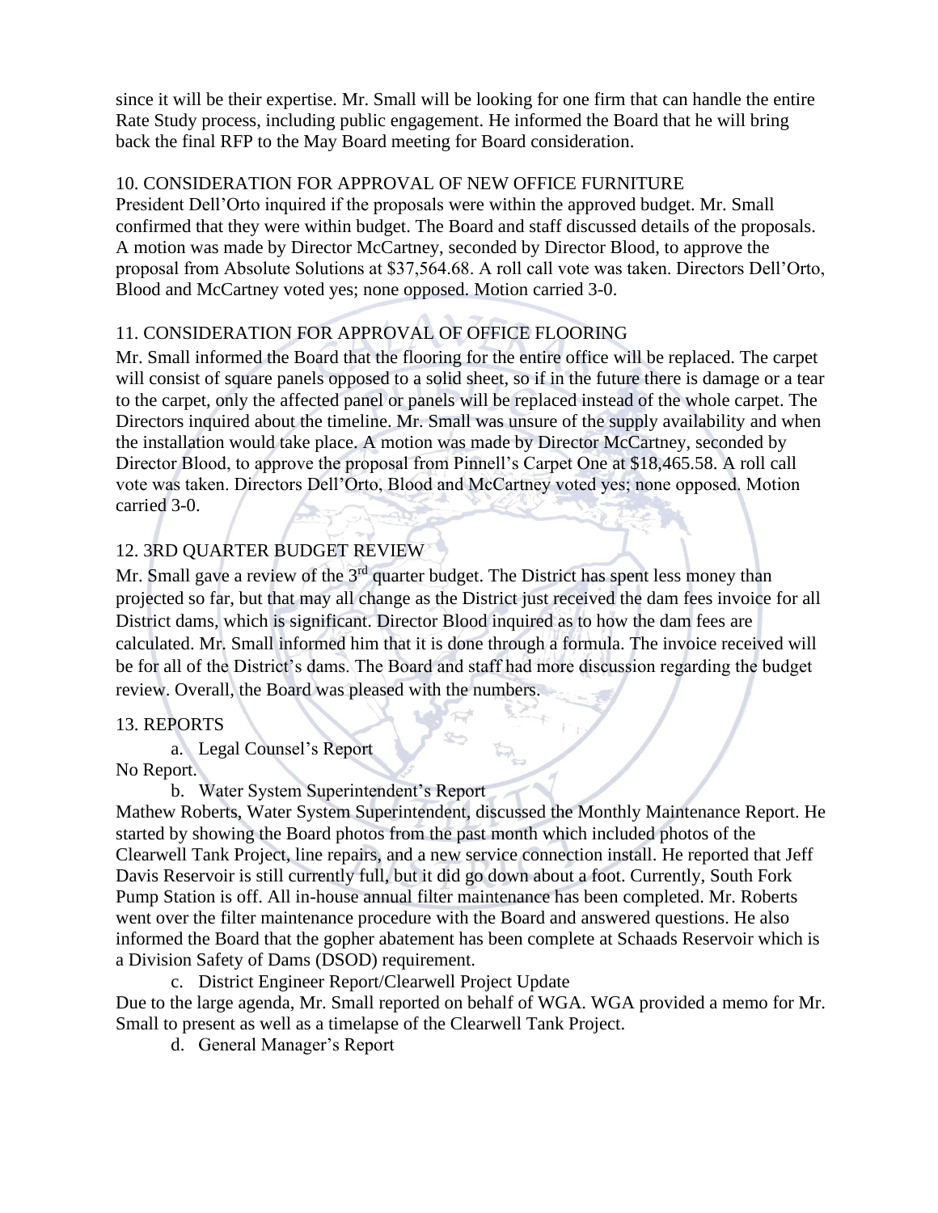since it will be their expertise. Mr. Small will be looking for one firm that can handle the entire Rate Study process, including public engagement. He informed the Board that he will bring back the final RFP to the May Board meeting for Board consideration.

## 10. CONSIDERATION FOR APPROVAL OF NEW OFFICE FURNITURE

President Dell'Orto inquired if the proposals were within the approved budget. Mr. Small confirmed that they were within budget. The Board and staff discussed details of the proposals. A motion was made by Director McCartney, seconded by Director Blood, to approve the proposal from Absolute Solutions at $37,564.68. A roll call vote was taken. Directors Dell'Orto, Blood and McCartney voted yes; none opposed. Motion carried 3-0.

## 11. CONSIDERATION FOR APPROVAL OF OFFICE FLOORING

Mr. Small informed the Board that the flooring for the entire office will be replaced. The carpet will consist of square panels opposed to a solid sheet, so if in the future there is damage or a tear to the carpet, only the affected panel or panels will be replaced instead of the whole carpet. The Directors inquired about the timeline. Mr. Small was unsure of the supply availability and when the installation would take place. A motion was made by Director McCartney, seconded by Director Blood, to approve the proposal from Pinnell's Carpet One at $18,465.58. A roll call vote was taken. Directors Dell'Orto, Blood and McCartney voted yes; none opposed. Motion carried 3-0.

## 12. 3RD QUARTER BUDGET REVIEW

Mr. Small gave a review of the 3rd quarter budget. The District has spent less money than projected so far, but that may all change as the District just received the dam fees invoice for all District dams, which is significant. Director Blood inquired as to how the dam fees are calculated. Mr. Small informed him that it is done through a formula. The invoice received will be for all of the District's dams. The Board and staff had more discussion regarding the budget review. Overall, the Board was pleased with the numbers.

## 13. REPORTS

a. Legal Counsel's Report

No Report.

b. Water System Superintendent's Report

Mathew Roberts, Water System Superintendent, discussed the Monthly Maintenance Report. He started by showing the Board photos from the past month which included photos of the Clearwell Tank Project, line repairs, and a new service connection install. He reported that Jeff Davis Reservoir is still currently full, but it did go down about a foot. Currently, South Fork Pump Station is off. All in-house annual filter maintenance has been completed. Mr. Roberts went over the filter maintenance procedure with the Board and answered questions. He also informed the Board that the gopher abatement has been complete at Schaads Reservoir which is a Division Safety of Dams (DSOD) requirement.

c. District Engineer Report/Clearwell Project Update

Due to the large agenda, Mr. Small reported on behalf of WGA. WGA provided a memo for Mr. Small to present as well as a timelapse of the Clearwell Tank Project.

d. General Manager's Report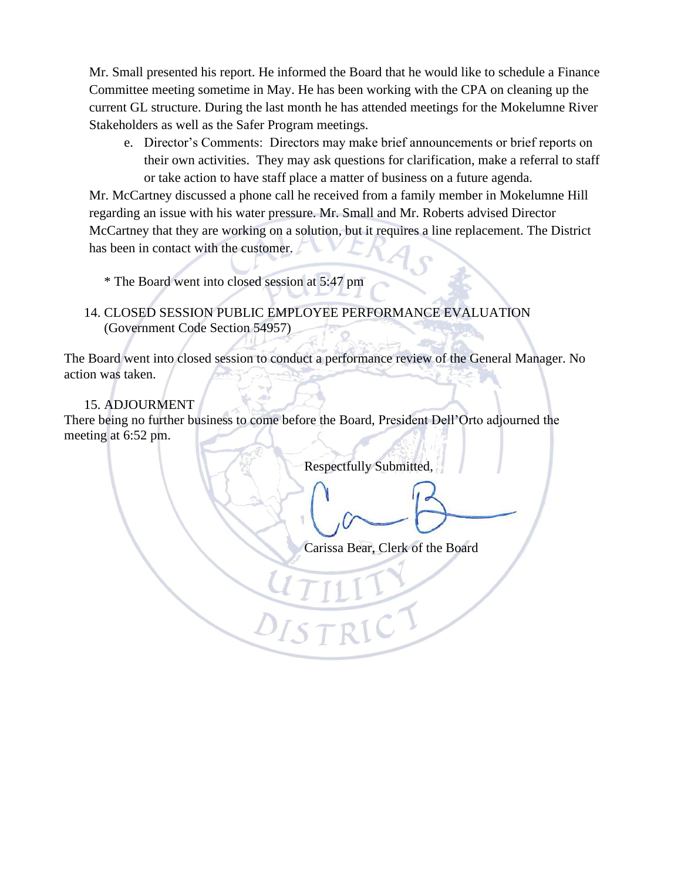Mr. Small presented his report. He informed the Board that he would like to schedule a Finance Committee meeting sometime in May. He has been working with the CPA on cleaning up the current GL structure. During the last month he has attended meetings for the Mokelumne River Stakeholders as well as the Safer Program meetings.

e. Director's Comments: Directors may make brief announcements or brief reports on their own activities. They may ask questions for clarification, make a referral to staff or take action to have staff place a matter of business on a future agenda.

Mr. McCartney discussed a phone call he received from a family member in Mokelumne Hill regarding an issue with his water pressure. Mr. Small and Mr. Roberts advised Director McCartney that they are working on a solution, but it requires a line replacement. The District has been in contact with the customer.

* The Board went into closed session at 5:47 pm

14. CLOSED SESSION PUBLIC EMPLOYEE PERFORMANCE EVALUATION (Government Code Section 54957)

The Board went into closed session to conduct a performance review of the General Manager. No action was taken.

15. ADJOURMENT

There being no further business to come before the Board, President Dell'Orto adjourned the meeting at 6:52 pm.

Respectfully Submitted,

Carissa Bear, Clerk of the Board